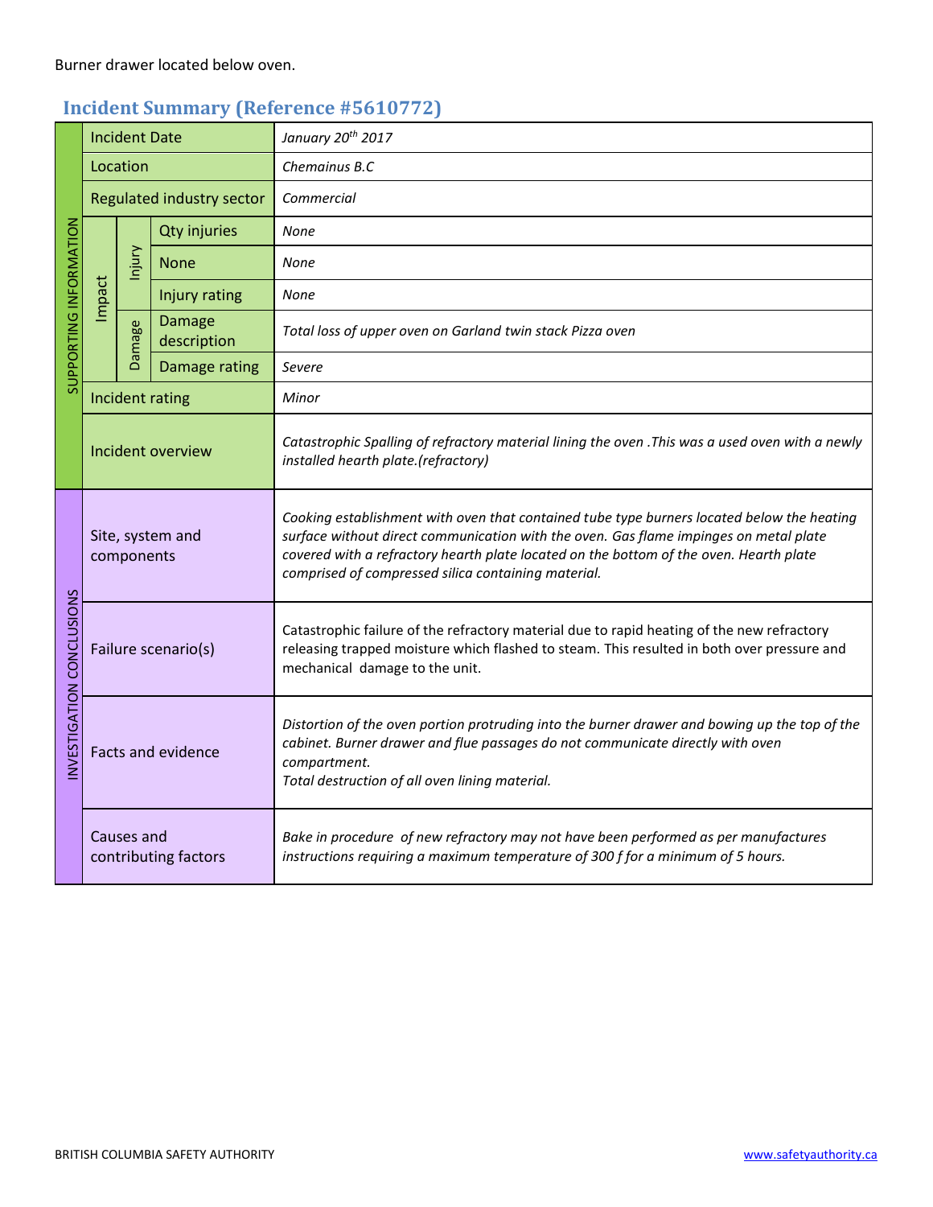Burner drawer located below oven.

## Incident Summary (Reference #5610772)

| | | | | |
|---|---|---|---|---|
| SUPPORTING INFORMATION | Incident Date | | | *January 20th 2017* |
| | Location | | | *Chemainus B.C* |
| | Regulated industry sector | | | *Commercial* |
| | Impact | Injury | Qty injuries | *None* |
| | | | None | *None* |
| | | | Injury rating | *None* |
| | | Damage | Damage description | *Total loss of upper oven on Garland twin stack Pizza oven* |
| | | | Damage rating | *Severe* |
| | Incident rating | | | *Minor* |
| | Incident overview | | | *Catastrophic Spalling of refractory material lining the oven .This was a used oven with a newly installed hearth plate.(refractory)* |
| INVESTIGATION CONCLUSIONS | Site, system and components | | | *Cooking establishment with oven that contained tube type burners located below the heating surface without direct communication with the oven. Gas flame impinges on metal plate covered with a refractory hearth plate located on the bottom of the oven. Hearth plate comprised of compressed silica containing material.* |
| | Failure scenario(s) | | | Catastrophic failure of the refractory material due to rapid heating of the new refractory releasing trapped moisture which flashed to steam. This resulted in both over pressure and mechanical damage to the unit. |
| | Facts and evidence | | | *Distortion of the oven portion protruding into the burner drawer and bowing up the top of the cabinet. Burner drawer and flue passages do not communicate directly with oven compartment.* *Total destruction of all oven lining material.* |
| | Causes and contributing factors | | | *Bake in procedure of new refractory may not have been performed as per manufactures instructions requiring a maximum temperature of 300 f for a minimum of 5 hours.* |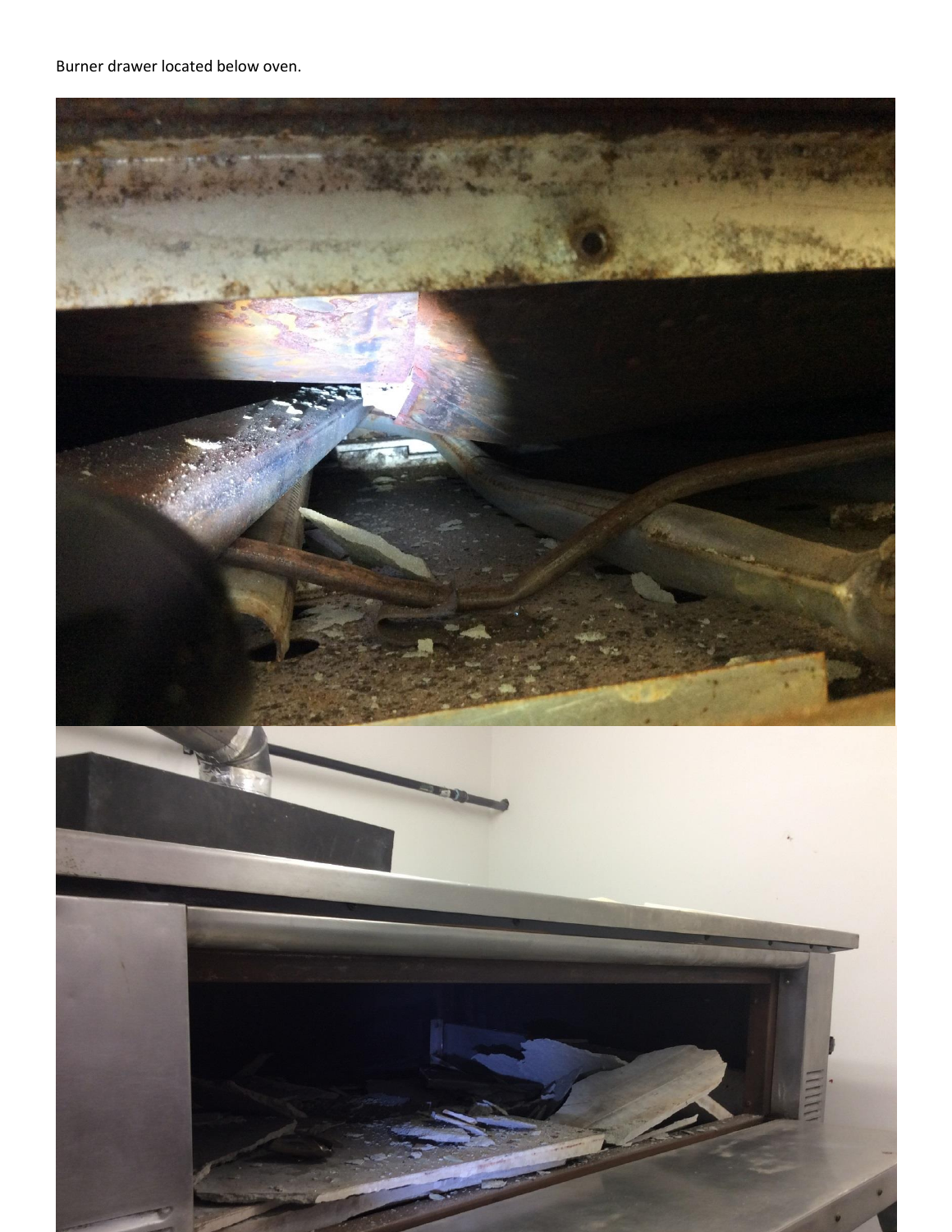Burner drawer located below oven.